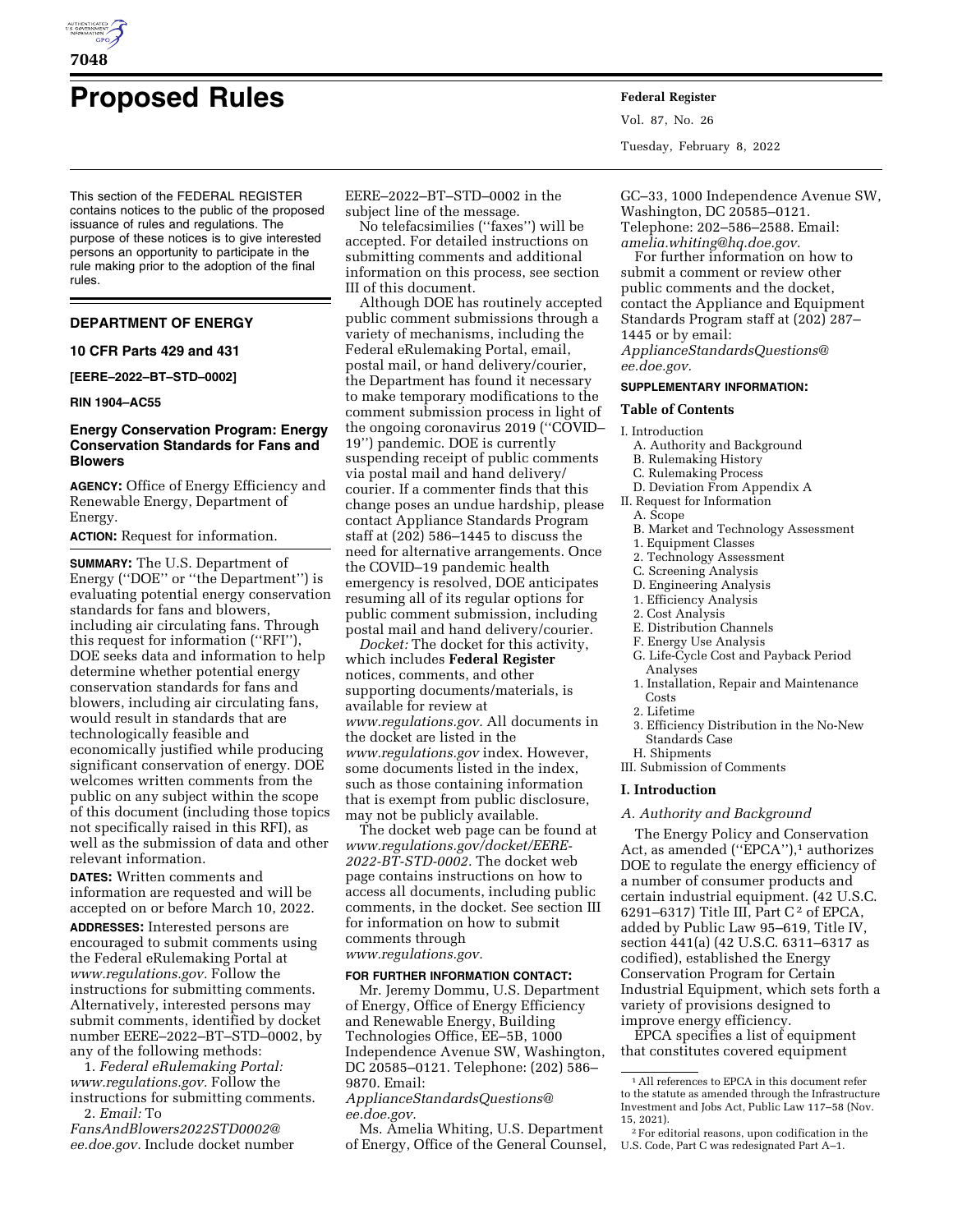# Proposed Rules

This section of the FEDERAL REGISTER contains notices to the public of the proposed issuance of rules and regulations. The purpose of these notices is to give interested persons an opportunity to participate in the rule making prior to the adoption of the final rules.

## DEPARTMENT OF ENERGY

### 10 CFR Parts 429 and 431

**[EERE–2022–BT–STD–0002]**

**RIN 1904–AC55**

### Energy Conservation Program: Energy Conservation Standards for Fans and Blowers

**AGENCY:** Office of Energy Efficiency and Renewable Energy, Department of Energy.

**ACTION:** Request for information.

**SUMMARY:** The U.S. Department of Energy (''DOE'' or ''the Department'') is evaluating potential energy conservation standards for fans and blowers, including air circulating fans. Through this request for information (''RFI''), DOE seeks data and information to help determine whether potential energy conservation standards for fans and blowers, including air circulating fans, would result in standards that are technologically feasible and economically justified while producing significant conservation of energy. DOE welcomes written comments from the public on any subject within the scope of this document (including those topics not specifically raised in this RFI), as well as the submission of data and other relevant information.

**DATES:** Written comments and information are requested and will be accepted on or before March 10, 2022.

**ADDRESSES:** Interested persons are encouraged to submit comments using the Federal eRulemaking Portal at *www.regulations.gov.* Follow the instructions for submitting comments. Alternatively, interested persons may submit comments, identified by docket number EERE–2022–BT–STD–0002, by any of the following methods:

1. *Federal eRulemaking Portal: www.regulations.gov.* Follow the instructions for submitting comments.
2. *Email:* To *FansAndBlowers2022STD0002@ee.doe.gov.* Include docket number EERE–2022–BT–STD–0002 in the subject line of the message.

No telefacsimilies (''faxes'') will be accepted. For detailed instructions on submitting comments and additional information on this process, see section III of this document.

Although DOE has routinely accepted public comment submissions through a variety of mechanisms, including the Federal eRulemaking Portal, email, postal mail, or hand delivery/courier, the Department has found it necessary to make temporary modifications to the comment submission process in light of the ongoing coronavirus 2019 (''COVID–19'') pandemic. DOE is currently suspending receipt of public comments via postal mail and hand delivery/courier. If a commenter finds that this change poses an undue hardship, please contact Appliance Standards Program staff at (202) 586–1445 to discuss the need for alternative arrangements. Once the COVID–19 pandemic health emergency is resolved, DOE anticipates resuming all of its regular options for public comment submission, including postal mail and hand delivery/courier.

*Docket:* The docket for this activity, which includes **Federal Register** notices, comments, and other supporting documents/materials, is available for review at *www.regulations.gov.* All documents in the docket are listed in the *www.regulations.gov* index. However, some documents listed in the index, such as those containing information that is exempt from public disclosure, may not be publicly available.

The docket web page can be found at *www.regulations.gov/docket/EERE-2022-BT-STD-0002.* The docket web page contains instructions on how to access all documents, including public comments, in the docket. See section III for information on how to submit comments through *www.regulations.gov.*

**FOR FURTHER INFORMATION CONTACT:** Mr. Jeremy Dommu, U.S. Department of Energy, Office of Energy Efficiency and Renewable Energy, Building Technologies Office, EE–5B, 1000 Independence Avenue SW, Washington, DC 20585–0121. Telephone: (202) 586–9870. Email: *ApplianceStandardsQuestions@ee.doe.gov.*

Ms. Amelia Whiting, U.S. Department of Energy, Office of the General Counsel, GC–33, 1000 Independence Avenue SW, Washington, DC 20585–0121. Telephone: 202–586–2588. Email: *amelia.whiting@hq.doe.gov.*

For further information on how to submit a comment or review other public comments and the docket, contact the Appliance and Equipment Standards Program staff at (202) 287–1445 or by email: *ApplianceStandardsQuestions@ee.doe.gov.*

**SUPPLEMENTARY INFORMATION:**

### Table of Contents

- I. Introduction
  - A. Authority and Background
  - B. Rulemaking History
  - C. Rulemaking Process
  - D. Deviation From Appendix A
- II. Request for Information
  - A. Scope
  - B. Market and Technology Assessment
    1. Equipment Classes
    2. Technology Assessment
  - C. Screening Analysis
  - D. Engineering Analysis
    1. Efficiency Analysis
    2. Cost Analysis
  - E. Distribution Channels
  - F. Energy Use Analysis
  - G. Life-Cycle Cost and Payback Period Analyses
    1. Installation, Repair and Maintenance Costs
    2. Lifetime
    3. Efficiency Distribution in the No-New Standards Case
  - H. Shipments
- III. Submission of Comments

## I. Introduction

### A. Authority and Background

The Energy Policy and Conservation Act, as amended (''EPCA''),[1] authorizes DOE to regulate the energy efficiency of a number of consumer products and certain industrial equipment. (42 U.S.C. 6291–6317) Title III, Part C[2] of EPCA, added by Public Law 95–619, Title IV, section 441(a) (42 U.S.C. 6311–6317 as codified), established the Energy Conservation Program for Certain Industrial Equipment, which sets forth a variety of provisions designed to improve energy efficiency.

EPCA specifies a list of equipment that constitutes covered equipment

[1] All references to EPCA in this document refer to the statute as amended through the Infrastructure Investment and Jobs Act, Public Law 117–58 (Nov. 15, 2021).

[2] For editorial reasons, upon codification in the U.S. Code, Part C was redesignated Part A–1.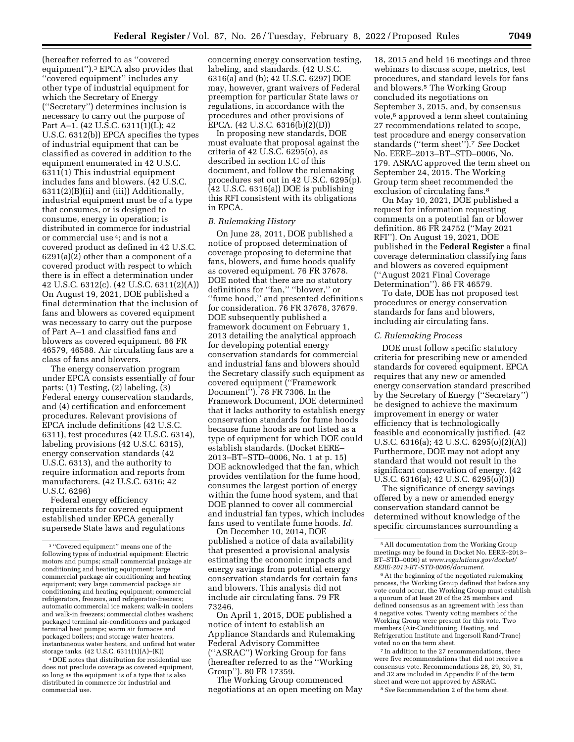(hereafter referred to as ''covered equipment'').[3] EPCA also provides that ''covered equipment'' includes any other type of industrial equipment for which the Secretary of Energy (''Secretary'') determines inclusion is necessary to carry out the purpose of Part A–1. (42 U.S.C. 6311(1)(L); 42 U.S.C. 6312(b)) EPCA specifies the types of industrial equipment that can be classified as covered in addition to the equipment enumerated in 42 U.S.C. 6311(1) This industrial equipment includes fans and blowers. (42 U.S.C. 6311(2)(B)(ii) and (iii)) Additionally, industrial equipment must be of a type that consumes, or is designed to consume, energy in operation; is distributed in commerce for industrial or commercial use[4]; and is not a covered product as defined in 42 U.S.C. 6291(a)(2) other than a component of a covered product with respect to which there is in effect a determination under 42 U.S.C. 6312(c). (42 U.S.C. 6311(2)(A)) On August 19, 2021, DOE published a final determination that the inclusion of fans and blowers as covered equipment was necessary to carry out the purpose of Part A–1 and classified fans and blowers as covered equipment. 86 FR 46579, 46588. Air circulating fans are a class of fans and blowers.

The energy conservation program under EPCA consists essentially of four parts: (1) Testing, (2) labeling, (3) Federal energy conservation standards, and (4) certification and enforcement procedures. Relevant provisions of EPCA include definitions (42 U.S.C. 6311), test procedures (42 U.S.C. 6314), labeling provisions (42 U.S.C. 6315), energy conservation standards (42 U.S.C. 6313), and the authority to require information and reports from manufacturers. (42 U.S.C. 6316; 42 U.S.C. 6296)

Federal energy efficiency requirements for covered equipment established under EPCA generally supersede State laws and regulations concerning energy conservation testing, labeling, and standards. (42 U.S.C. 6316(a) and (b); 42 U.S.C. 6297) DOE may, however, grant waivers of Federal preemption for particular State laws or regulations, in accordance with the procedures and other provisions of EPCA. (42 U.S.C. 6316(b)(2)(D))

In proposing new standards, DOE must evaluate that proposal against the criteria of 42 U.S.C. 6295(o), as described in section I.C of this document, and follow the rulemaking procedures set out in 42 U.S.C. 6295(p). (42 U.S.C. 6316(a)) DOE is publishing this RFI consistent with its obligations in EPCA.

### B. Rulemaking History

On June 28, 2011, DOE published a notice of proposed determination of coverage proposing to determine that fans, blowers, and fume hoods qualify as covered equipment. 76 FR 37678. DOE noted that there are no statutory definitions for ''fan,'' ''blower,'' or ''fume hood,'' and presented definitions for consideration. 76 FR 37678, 37679. DOE subsequently published a framework document on February 1, 2013 detailing the analytical approach for developing potential energy conservation standards for commercial and industrial fans and blowers should the Secretary classify such equipment as covered equipment (''Framework Document''). 78 FR 7306. In the Framework Document, DOE determined that it lacks authority to establish energy conservation standards for fume hoods because fume hoods are not listed as a type of equipment for which DOE could establish standards. (Docket EERE–2013–BT–STD–0006, No. 1 at p. 15) DOE acknowledged that the fan, which provides ventilation for the fume hood, consumes the largest portion of energy within the fume hood system, and that DOE planned to cover all commercial and industrial fan types, which includes fans used to ventilate fume hoods. *Id.*

On December 10, 2014, DOE published a notice of data availability that presented a provisional analysis estimating the economic impacts and energy savings from potential energy conservation standards for certain fans and blowers. This analysis did not include air circulating fans. 79 FR 73246.

On April 1, 2015, DOE published a notice of intent to establish an Appliance Standards and Rulemaking Federal Advisory Committee (''ASRAC'') Working Group for fans (hereafter referred to as the ''Working Group''). 80 FR 17359.

The Working Group commenced negotiations at an open meeting on May 18, 2015 and held 16 meetings and three webinars to discuss scope, metrics, test procedures, and standard levels for fans and blowers.[5] The Working Group concluded its negotiations on September 3, 2015, and, by consensus vote,[6] approved a term sheet containing 27 recommendations related to scope, test procedure and energy conservation standards (''term sheet'').[7] *See* Docket No. EERE–2013–BT–STD–0006, No. 179. ASRAC approved the term sheet on September 24, 2015. The Working Group term sheet recommended the exclusion of circulating fans.[8]

On May 10, 2021, DOE published a request for information requesting comments on a potential fan or blower definition. 86 FR 24752 (''May 2021 RFI''). On August 19, 2021, DOE published in the **Federal Register** a final coverage determination classifying fans and blowers as covered equipment (''August 2021 Final Coverage Determination''). 86 FR 46579.

To date, DOE has not proposed test procedures or energy conservation standards for fans and blowers, including air circulating fans.

### C. Rulemaking Process

DOE must follow specific statutory criteria for prescribing new or amended standards for covered equipment. EPCA requires that any new or amended energy conservation standard prescribed by the Secretary of Energy (''Secretary'') be designed to achieve the maximum improvement in energy or water efficiency that is technologically feasible and economically justified. (42 U.S.C. 6316(a); 42 U.S.C. 6295(o)(2)(A)) Furthermore, DOE may not adopt any standard that would not result in the significant conservation of energy. (42 U.S.C. 6316(a); 42 U.S.C. 6295(o)(3))

The significance of energy savings offered by a new or amended energy conservation standard cannot be determined without knowledge of the specific circumstances surrounding a

---

[3] ''Covered equipment'' means one of the following types of industrial equipment: Electric motors and pumps; small commercial package air conditioning and heating equipment; large commercial package air conditioning and heating equipment; very large commercial package air conditioning and heating equipment; commercial refrigerators, freezers, and refrigerator-freezers; automatic commercial ice makers; walk-in coolers and walk-in freezers; commercial clothes washers; packaged terminal air-conditioners and packaged terminal heat pumps; warm air furnaces and packaged boilers; and storage water heaters, instantaneous water heaters, and unfired hot water storage tanks. (42 U.S.C. 6311(1)(A)–(K))

[4] DOE notes that distribution for residential use does not preclude coverage as covered equipment, so long as the equipment is of a type that is also distributed in commerce for industrial and commercial use.

[5] All documentation from the Working Group meetings may be found in Docket No. EERE–2013–BT–STD–0006) at *www.regulations.gov/docket/EERE-2013-BT-STD-0006/document.*

[6] At the beginning of the negotiated rulemaking process, the Working Group defined that before any vote could occur, the Working Group must establish a quorum of at least 20 of the 25 members and defined consensus as an agreement with less than 4 negative votes. Twenty voting members of the Working Group were present for this vote. Two members (Air-Conditioning, Heating, and Refrigeration Institute and Ingersoll Rand/Trane) voted no on the term sheet.

[7] In addition to the 27 recommendations, there were five recommendations that did not receive a consensus vote. Recommendations 28, 29, 30, 31, and 32 are included in Appendix F of the term sheet and were not approved by ASRAC.

[8] *See* Recommendation 2 of the term sheet.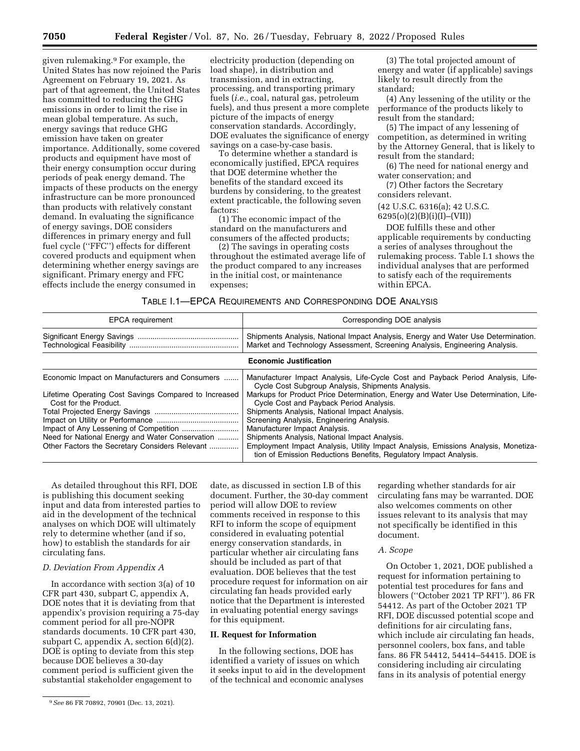given rulemaking.[9] For example, the United States has now rejoined the Paris Agreement on February 19, 2021. As part of that agreement, the United States has committed to reducing the GHG emissions in order to limit the rise in mean global temperature. As such, energy savings that reduce GHG emission have taken on greater importance. Additionally, some covered products and equipment have most of their energy consumption occur during periods of peak energy demand. The impacts of these products on the energy infrastructure can be more pronounced than products with relatively constant demand. In evaluating the significance of energy savings, DOE considers differences in primary energy and full fuel cycle (''FFC'') effects for different covered products and equipment when determining whether energy savings are significant. Primary energy and FFC effects include the energy consumed in electricity production (depending on load shape), in distribution and transmission, and in extracting, processing, and transporting primary fuels (*i.e.,* coal, natural gas, petroleum fuels), and thus present a more complete picture of the impacts of energy conservation standards. Accordingly, DOE evaluates the significance of energy savings on a case-by-case basis.

To determine whether a standard is economically justified, EPCA requires that DOE determine whether the benefits of the standard exceed its burdens by considering, to the greatest extent practicable, the following seven factors:

(1) The economic impact of the standard on the manufacturers and consumers of the affected products;

(2) The savings in operating costs throughout the estimated average life of the product compared to any increases in the initial cost, or maintenance expenses;

(3) The total projected amount of energy and water (if applicable) savings likely to result directly from the standard;

(4) Any lessening of the utility or the performance of the products likely to result from the standard;

(5) The impact of any lessening of competition, as determined in writing by the Attorney General, that is likely to result from the standard;

(6) The need for national energy and water conservation; and

(7) Other factors the Secretary considers relevant.

(42 U.S.C. 6316(a); 42 U.S.C. 6295(o)(2)(B)(i)(I)–(VII))

DOE fulfills these and other applicable requirements by conducting a series of analyses throughout the rulemaking process. Table I.1 shows the individual analyses that are performed to satisfy each of the requirements within EPCA.

TABLE I.1—EPCA REQUIREMENTS AND CORRESPONDING DOE ANALYSIS

| EPCA requirement | Corresponding DOE analysis |
|---|---|
| Significant Energy Savings | Shipments Analysis, National Impact Analysis, Energy and Water Use Determination. |
| Technological Feasibility | Market and Technology Assessment, Screening Analysis, Engineering Analysis. |
| **Economic Justification** | |
| Economic Impact on Manufacturers and Consumers | Manufacturer Impact Analysis, Life-Cycle Cost and Payback Period Analysis, Life-Cycle Cost Subgroup Analysis, Shipments Analysis. |
| Lifetime Operating Cost Savings Compared to Increased Cost for the Product. | Markups for Product Price Determination, Energy and Water Use Determination, Life-Cycle Cost and Payback Period Analysis. |
| Total Projected Energy Savings | Shipments Analysis, National Impact Analysis. |
| Impact on Utility or Performance | Screening Analysis, Engineering Analysis. |
| Impact of Any Lessening of Competition | Manufacturer Impact Analysis. |
| Need for National Energy and Water Conservation | Shipments Analysis, National Impact Analysis. |
| Other Factors the Secretary Considers Relevant | Employment Impact Analysis, Utility Impact Analysis, Emissions Analysis, Monetization of Emission Reductions Benefits, Regulatory Impact Analysis. |

As detailed throughout this RFI, DOE is publishing this document seeking input and data from interested parties to aid in the development of the technical analyses on which DOE will ultimately rely to determine whether (and if so, how) to establish the standards for air circulating fans.

### D. Deviation From Appendix A

In accordance with section 3(a) of 10 CFR part 430, subpart C, appendix A, DOE notes that it is deviating from that appendix's provision requiring a 75-day comment period for all pre-NOPR standards documents. 10 CFR part 430, subpart C, appendix A, section 6(d)(2). DOE is opting to deviate from this step because DOE believes a 30-day comment period is sufficient given the substantial stakeholder engagement to date, as discussed in section I.B of this document. Further, the 30-day comment period will allow DOE to review comments received in response to this RFI to inform the scope of equipment considered in evaluating potential energy conservation standards, in particular whether air circulating fans should be included as part of that evaluation. DOE believes that the test procedure request for information on air circulating fan heads provided early notice that the Department is interested in evaluating potential energy savings for this equipment.

## II. Request for Information

In the following sections, DOE has identified a variety of issues on which it seeks input to aid in the development of the technical and economic analyses regarding whether standards for air circulating fans may be warranted. DOE also welcomes comments on other issues relevant to its analysis that may not specifically be identified in this document.

### A. Scope

On October 1, 2021, DOE published a request for information pertaining to potential test procedures for fans and blowers (''October 2021 TP RFI''). 86 FR 54412. As part of the October 2021 TP RFI, DOE discussed potential scope and definitions for air circulating fans, which include air circulating fan heads, personnel coolers, box fans, and table fans. 86 FR 54412, 54414–54415. DOE is considering including air circulating fans in its analysis of potential energy

[9] *See* 86 FR 70892, 70901 (Dec. 13, 2021).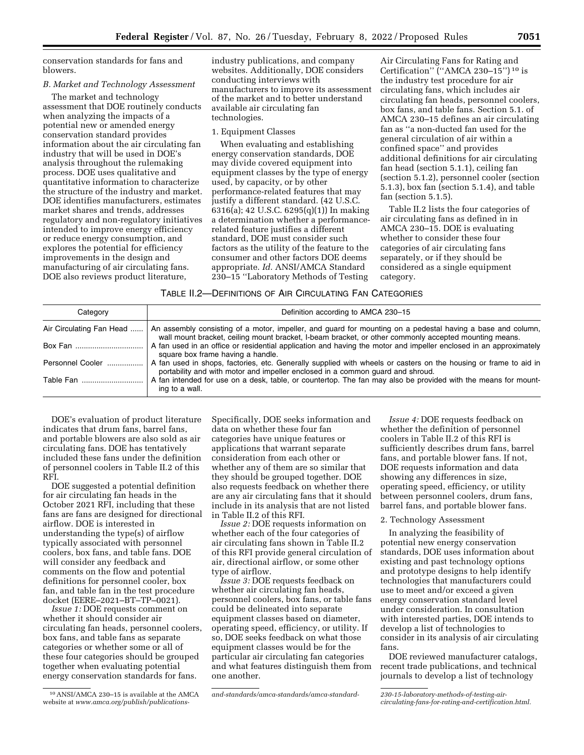conservation standards for fans and blowers.

### B. Market and Technology Assessment

The market and technology assessment that DOE routinely conducts when analyzing the impacts of a potential new or amended energy conservation standard provides information about the air circulating fan industry that will be used in DOE's analysis throughout the rulemaking process. DOE uses qualitative and quantitative information to characterize the structure of the industry and market. DOE identifies manufacturers, estimates market shares and trends, addresses regulatory and non-regulatory initiatives intended to improve energy efficiency or reduce energy consumption, and explores the potential for efficiency improvements in the design and manufacturing of air circulating fans. DOE also reviews product literature, industry publications, and company websites. Additionally, DOE considers conducting interviews with manufacturers to improve its assessment of the market and to better understand available air circulating fan technologies.

#### 1. Equipment Classes

When evaluating and establishing energy conservation standards, DOE may divide covered equipment into equipment classes by the type of energy used, by capacity, or by other performance-related features that may justify a different standard. (42 U.S.C. 6316(a); 42 U.S.C. 6295(q)(1)) In making a determination whether a performance-related feature justifies a different standard, DOE must consider such factors as the utility of the feature to the consumer and other factors DOE deems appropriate. *Id.* ANSI/AMCA Standard 230–15 ''Laboratory Methods of Testing Air Circulating Fans for Rating and Certification'' (''AMCA 230–15'')[10] is the industry test procedure for air circulating fans, which includes air circulating fan heads, personnel coolers, box fans, and table fans. Section 5.1. of AMCA 230–15 defines an air circulating fan as ''a non-ducted fan used for the general circulation of air within a confined space'' and provides additional definitions for air circulating fan head (section 5.1.1), ceiling fan (section 5.1.2), personnel cooler (section 5.1.3), box fan (section 5.1.4), and table fan (section 5.1.5).

Table II.2 lists the four categories of air circulating fans as defined in in AMCA 230–15. DOE is evaluating whether to consider these four categories of air circulating fans separately, or if they should be considered as a single equipment category.

TABLE II.2—DEFINITIONS OF AIR CIRCULATING FAN CATEGORIES

| Category | Definition according to AMCA 230–15 |
|---|---|
| Air Circulating Fan Head | An assembly consisting of a motor, impeller, and guard for mounting on a pedestal having a base and column, wall mount bracket, ceiling mount bracket, I-beam bracket, or other commonly accepted mounting means. |
| Box Fan | A fan used in an office or residential application and having the motor and impeller enclosed in an approximately square box frame having a handle. |
| Personnel Cooler | A fan used in shops, factories, etc. Generally supplied with wheels or casters on the housing or frame to aid in portability and with motor and impeller enclosed in a common guard and shroud. |
| Table Fan | A fan intended for use on a desk, table, or countertop. The fan may also be provided with the means for mounting to a wall. |

DOE's evaluation of product literature indicates that drum fans, barrel fans, and portable blowers are also sold as air circulating fans. DOE has tentatively included these fans under the definition of personnel coolers in Table II.2 of this RFI.

DOE suggested a potential definition for air circulating fan heads in the October 2021 RFI, including that these fans are fans are designed for directional airflow. DOE is interested in understanding the type(s) of airflow typically associated with personnel coolers, box fans, and table fans. DOE will consider any feedback and comments on the flow and potential definitions for personnel cooler, box fan, and table fan in the test procedure docket (EERE–2021–BT–TP–0021).

*Issue 1:* DOE requests comment on whether it should consider air circulating fan heads, personnel coolers, box fans, and table fans as separate categories or whether some or all of these four categories should be grouped together when evaluating potential energy conservation standards for fans. Specifically, DOE seeks information and data on whether these four fan categories have unique features or applications that warrant separate consideration from each other or whether any of them are so similar that they should be grouped together. DOE also requests feedback on whether there are any air circulating fans that it should include in its analysis that are not listed in Table II.2 of this RFI.

*Issue 2:* DOE requests information on whether each of the four categories of air circulating fans shown in Table II.2 of this RFI provide general circulation of air, directional airflow, or some other type of airflow.

*Issue 3:* DOE requests feedback on whether air circulating fan heads, personnel coolers, box fans, or table fans could be delineated into separate equipment classes based on diameter, operating speed, efficiency, or utility. If so, DOE seeks feedback on what those equipment classes would be for the particular air circulating fan categories and what features distinguish them from one another.

*Issue 4:* DOE requests feedback on whether the definition of personnel coolers in Table II.2 of this RFI is sufficiently describes drum fans, barrel fans, and portable blower fans. If not, DOE requests information and data showing any differences in size, operating speed, efficiency, or utility between personnel coolers, drum fans, barrel fans, and portable blower fans.

#### 2. Technology Assessment

In analyzing the feasibility of potential new energy conservation standards, DOE uses information about existing and past technology options and prototype designs to help identify technologies that manufacturers could use to meet and/or exceed a given energy conservation standard level under consideration. In consultation with interested parties, DOE intends to develop a list of technologies to consider in its analysis of air circulating fans.

DOE reviewed manufacturer catalogs, recent trade publications, and technical journals to develop a list of technology

[10] ANSI/AMCA 230–15 is available at the AMCA website at *www.amca.org/publish/publications-and-standards/amca-standards/amca-standard-230-15-laboratory-methods-of-testing-air-circulating-fans-for-rating-and-certification.html.*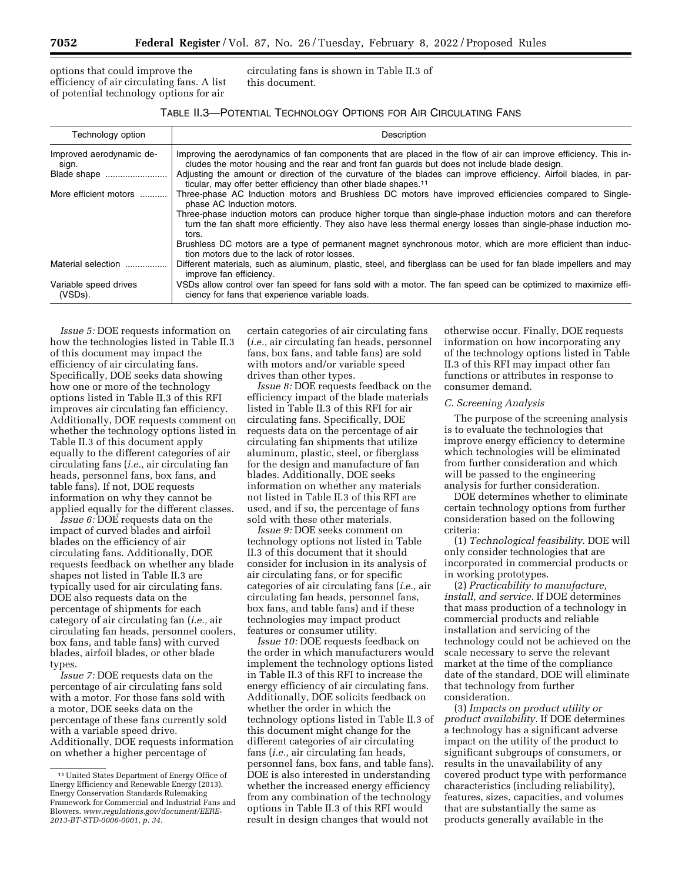options that could improve the efficiency of air circulating fans. A list of potential technology options for air circulating fans is shown in Table II.3 of this document.

TABLE II.3—POTENTIAL TECHNOLOGY OPTIONS FOR AIR CIRCULATING FANS

| Technology option | Description |
| --- | --- |
| Improved aerodynamic design. | Improving the aerodynamics of fan components that are placed in the flow of air can improve efficiency. This includes the motor housing and the rear and front fan guards but does not include blade design. |
| Blade shape | Adjusting the amount or direction of the curvature of the blades can improve efficiency. Airfoil blades, in particular, may offer better efficiency than other blade shapes.[11] |
| More efficient motors | Three-phase AC Induction motors and Brushless DC motors have improved efficiencies compared to Single-phase AC Induction motors. |
| | Three-phase induction motors can produce higher torque than single-phase induction motors and can therefore turn the fan shaft more efficiently. They also have less thermal energy losses than single-phase induction motors. |
| | Brushless DC motors are a type of permanent magnet synchronous motor, which are more efficient than induction motors due to the lack of rotor losses. |
| Material selection | Different materials, such as aluminum, plastic, steel, and fiberglass can be used for fan blade impellers and may improve fan efficiency. |
| Variable speed drives (VSDs). | VSDs allow control over fan speed for fans sold with a motor. The fan speed can be optimized to maximize efficiency for fans that experience variable loads. |

*Issue 5:* DOE requests information on how the technologies listed in Table II.3 of this document may impact the efficiency of air circulating fans. Specifically, DOE seeks data showing how one or more of the technology options listed in Table II.3 of this RFI improves air circulating fan efficiency. Additionally, DOE requests comment on whether the technology options listed in Table II.3 of this document apply equally to the different categories of air circulating fans (*i.e.,* air circulating fan heads, personnel fans, box fans, and table fans). If not, DOE requests information on why they cannot be applied equally for the different classes.

*Issue 6:* DOE requests data on the impact of curved blades and airfoil blades on the efficiency of air circulating fans. Additionally, DOE requests feedback on whether any blade shapes not listed in Table II.3 are typically used for air circulating fans. DOE also requests data on the percentage of shipments for each category of air circulating fan (*i.e.,* air circulating fan heads, personnel coolers, box fans, and table fans) with curved blades, airfoil blades, or other blade types.

*Issue 7:* DOE requests data on the percentage of air circulating fans sold with a motor. For those fans sold with a motor, DOE seeks data on the percentage of these fans currently sold with a variable speed drive. Additionally, DOE requests information on whether a higher percentage of certain categories of air circulating fans (*i.e.,* air circulating fan heads, personnel fans, box fans, and table fans) are sold with motors and/or variable speed drives than other types.

*Issue 8:* DOE requests feedback on the efficiency impact of the blade materials listed in Table II.3 of this RFI for air circulating fans. Specifically, DOE requests data on the percentage of air circulating fan shipments that utilize aluminum, plastic, steel, or fiberglass for the design and manufacture of fan blades. Additionally, DOE seeks information on whether any materials not listed in Table II.3 of this RFI are used, and if so, the percentage of fans sold with these other materials.

*Issue 9:* DOE seeks comment on technology options not listed in Table II.3 of this document that it should consider for inclusion in its analysis of air circulating fans, or for specific categories of air circulating fans (*i.e.,* air circulating fan heads, personnel fans, box fans, and table fans) and if these technologies may impact product features or consumer utility.

*Issue 10:* DOE requests feedback on the order in which manufacturers would implement the technology options listed in Table II.3 of this RFI to increase the energy efficiency of air circulating fans. Additionally, DOE solicits feedback on whether the order in which the technology options listed in Table II.3 of this document might change for the different categories of air circulating fans (*i.e.,* air circulating fan heads, personnel fans, box fans, and table fans). DOE is also interested in understanding whether the increased energy efficiency from any combination of the technology options in Table II.3 of this RFI would result in design changes that would not otherwise occur. Finally, DOE requests information on how incorporating any of the technology options listed in Table II.3 of this RFI may impact other fan functions or attributes in response to consumer demand.

### *C. Screening Analysis*

The purpose of the screening analysis is to evaluate the technologies that improve energy efficiency to determine which technologies will be eliminated from further consideration and which will be passed to the engineering analysis for further consideration.

DOE determines whether to eliminate certain technology options from further consideration based on the following criteria:

(1) *Technological feasibility.* DOE will only consider technologies that are incorporated in commercial products or in working prototypes.

(2) *Practicability to manufacture, install, and service.* If DOE determines that mass production of a technology in commercial products and reliable installation and servicing of the technology could not be achieved on the scale necessary to serve the relevant market at the time of the compliance date of the standard, DOE will eliminate that technology from further consideration.

(3) *Impacts on product utility or product availability.* If DOE determines a technology has a significant adverse impact on the utility of the product to significant subgroups of consumers, or results in the unavailability of any covered product type with performance characteristics (including reliability), features, sizes, capacities, and volumes that are substantially the same as products generally available in the

[11] United States Department of Energy Office of Energy Efficiency and Renewable Energy (2013). Energy Conservation Standards Rulemaking Framework for Commercial and Industrial Fans and Blowers. *www.regulations.gov/document/EERE-2013-BT-STD-0006-0001, p. 34.*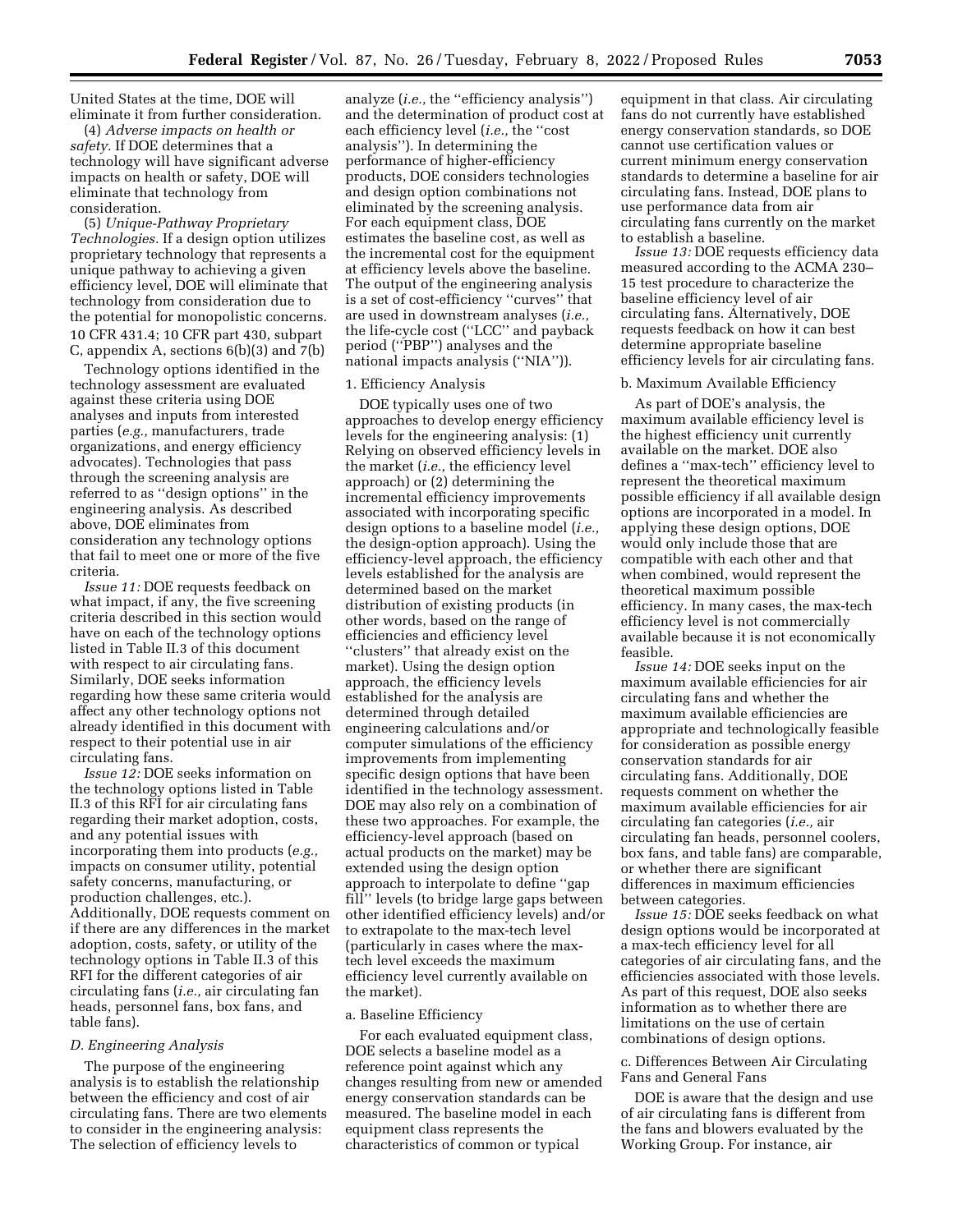United States at the time, DOE will eliminate it from further consideration.

(4) *Adverse impacts on health or safety.* If DOE determines that a technology will have significant adverse impacts on health or safety, DOE will eliminate that technology from consideration.

(5) *Unique-Pathway Proprietary Technologies.* If a design option utilizes proprietary technology that represents a unique pathway to achieving a given efficiency level, DOE will eliminate that technology from consideration due to the potential for monopolistic concerns. 10 CFR 431.4; 10 CFR part 430, subpart C, appendix A, sections 6(b)(3) and 7(b)

Technology options identified in the technology assessment are evaluated against these criteria using DOE analyses and inputs from interested parties (*e.g.,* manufacturers, trade organizations, and energy efficiency advocates). Technologies that pass through the screening analysis are referred to as ''design options'' in the engineering analysis. As described above, DOE eliminates from consideration any technology options that fail to meet one or more of the five criteria.

*Issue 11:* DOE requests feedback on what impact, if any, the five screening criteria described in this section would have on each of the technology options listed in Table II.3 of this document with respect to air circulating fans. Similarly, DOE seeks information regarding how these same criteria would affect any other technology options not already identified in this document with respect to their potential use in air circulating fans.

*Issue 12:* DOE seeks information on the technology options listed in Table II.3 of this RFI for air circulating fans regarding their market adoption, costs, and any potential issues with incorporating them into products (*e.g.,* impacts on consumer utility, potential safety concerns, manufacturing, or production challenges, etc.). Additionally, DOE requests comment on if there are any differences in the market adoption, costs, safety, or utility of the technology options in Table II.3 of this RFI for the different categories of air circulating fans (*i.e.,* air circulating fan heads, personnel fans, box fans, and table fans).

### *D. Engineering Analysis*

The purpose of the engineering analysis is to establish the relationship between the efficiency and cost of air circulating fans. There are two elements to consider in the engineering analysis: The selection of efficiency levels to analyze (*i.e.,* the ''efficiency analysis'') and the determination of product cost at each efficiency level (*i.e.,* the ''cost analysis''). In determining the performance of higher-efficiency products, DOE considers technologies and design option combinations not eliminated by the screening analysis. For each equipment class, DOE estimates the baseline cost, as well as the incremental cost for the equipment at efficiency levels above the baseline. The output of the engineering analysis is a set of cost-efficiency ''curves'' that are used in downstream analyses (*i.e.,* the life-cycle cost (''LCC'' and payback period (''PBP'') analyses and the national impacts analysis (''NIA'')).

#### 1. Efficiency Analysis

DOE typically uses one of two approaches to develop energy efficiency levels for the engineering analysis: (1) Relying on observed efficiency levels in the market (*i.e.,* the efficiency level approach) or (2) determining the incremental efficiency improvements associated with incorporating specific design options to a baseline model (*i.e.,* the design-option approach). Using the efficiency-level approach, the efficiency levels established for the analysis are determined based on the market distribution of existing products (in other words, based on the range of efficiencies and efficiency level ''clusters'' that already exist on the market). Using the design option approach, the efficiency levels established for the analysis are determined through detailed engineering calculations and/or computer simulations of the efficiency improvements from implementing specific design options that have been identified in the technology assessment. DOE may also rely on a combination of these two approaches. For example, the efficiency-level approach (based on actual products on the market) may be extended using the design option approach to interpolate to define ''gap fill'' levels (to bridge large gaps between other identified efficiency levels) and/or to extrapolate to the max-tech level (particularly in cases where the max-tech level exceeds the maximum efficiency level currently available on the market).

##### a. Baseline Efficiency

For each evaluated equipment class, DOE selects a baseline model as a reference point against which any changes resulting from new or amended energy conservation standards can be measured. The baseline model in each equipment class represents the characteristics of common or typical equipment in that class. Air circulating fans do not currently have established energy conservation standards, so DOE cannot use certification values or current minimum energy conservation standards to determine a baseline for air circulating fans. Instead, DOE plans to use performance data from air circulating fans currently on the market to establish a baseline.

*Issue 13:* DOE requests efficiency data measured according to the ACMA 230–15 test procedure to characterize the baseline efficiency level of air circulating fans. Alternatively, DOE requests feedback on how it can best determine appropriate baseline efficiency levels for air circulating fans.

##### b. Maximum Available Efficiency

As part of DOE's analysis, the maximum available efficiency level is the highest efficiency unit currently available on the market. DOE also defines a ''max-tech'' efficiency level to represent the theoretical maximum possible efficiency if all available design options are incorporated in a model. In applying these design options, DOE would only include those that are compatible with each other and that when combined, would represent the theoretical maximum possible efficiency. In many cases, the max-tech efficiency level is not commercially available because it is not economically feasible.

*Issue 14:* DOE seeks input on the maximum available efficiencies for air circulating fans and whether the maximum available efficiencies are appropriate and technologically feasible for consideration as possible energy conservation standards for air circulating fans. Additionally, DOE requests comment on whether the maximum available efficiencies for air circulating fan categories (*i.e.,* air circulating fan heads, personnel coolers, box fans, and table fans) are comparable, or whether there are significant differences in maximum efficiencies between categories.

*Issue 15:* DOE seeks feedback on what design options would be incorporated at a max-tech efficiency level for all categories of air circulating fans, and the efficiencies associated with those levels. As part of this request, DOE also seeks information as to whether there are limitations on the use of certain combinations of design options.

##### c. Differences Between Air Circulating Fans and General Fans

DOE is aware that the design and use of air circulating fans is different from the fans and blowers evaluated by the Working Group. For instance, air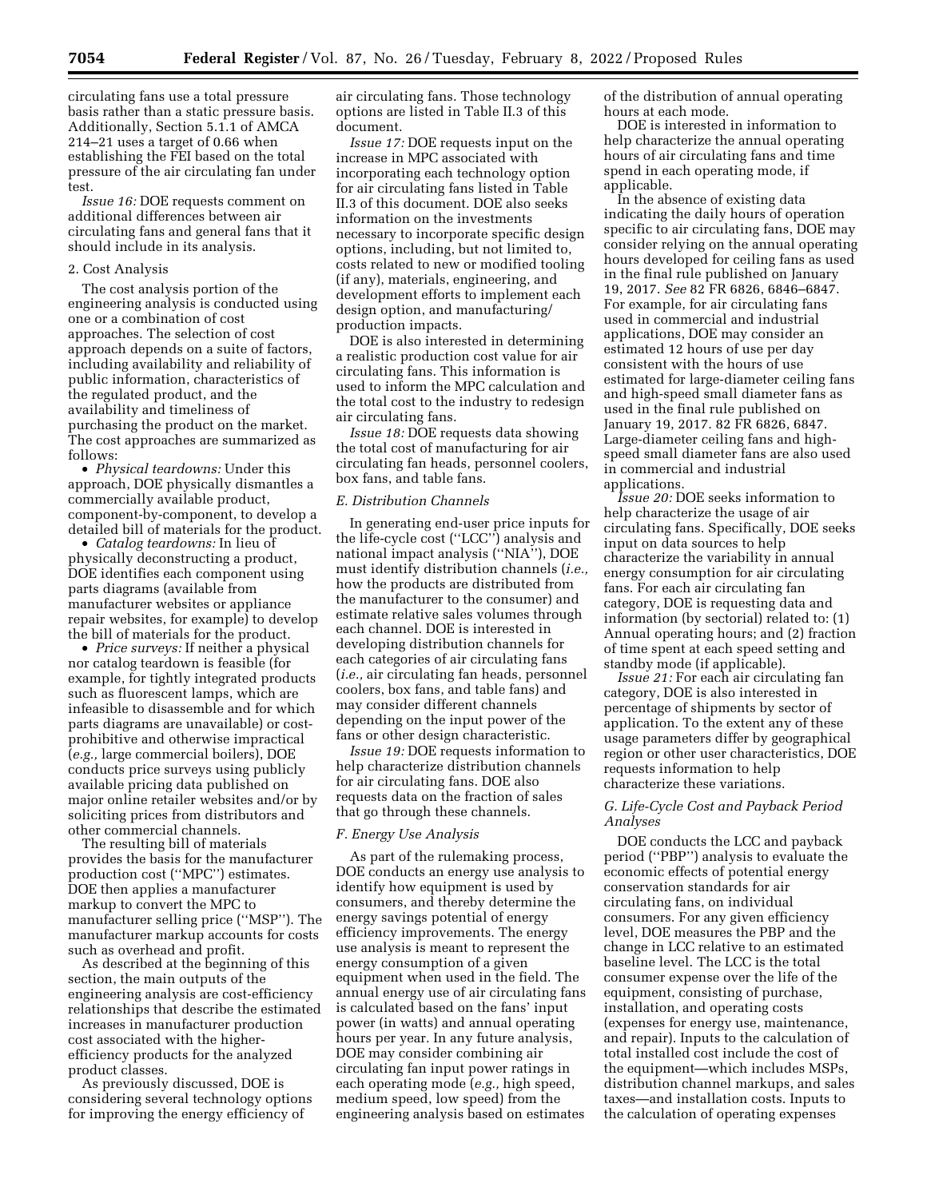circulating fans use a total pressure basis rather than a static pressure basis. Additionally, Section 5.1.1 of AMCA 214–21 uses a target of 0.66 when establishing the FEI based on the total pressure of the air circulating fan under test.

*Issue 16:* DOE requests comment on additional differences between air circulating fans and general fans that it should include in its analysis.

2. Cost Analysis

The cost analysis portion of the engineering analysis is conducted using one or a combination of cost approaches. The selection of cost approach depends on a suite of factors, including availability and reliability of public information, characteristics of the regulated product, and the availability and timeliness of purchasing the product on the market. The cost approaches are summarized as follows:

- *Physical teardowns:* Under this approach, DOE physically dismantles a commercially available product, component-by-component, to develop a detailed bill of materials for the product.
- *Catalog teardowns:* In lieu of physically deconstructing a product, DOE identifies each component using parts diagrams (available from manufacturer websites or appliance repair websites, for example) to develop the bill of materials for the product.
- *Price surveys:* If neither a physical nor catalog teardown is feasible (for example, for tightly integrated products such as fluorescent lamps, which are infeasible to disassemble and for which parts diagrams are unavailable) or cost-prohibitive and otherwise impractical (*e.g.,* large commercial boilers), DOE conducts price surveys using publicly available pricing data published on major online retailer websites and/or by soliciting prices from distributors and other commercial channels.

The resulting bill of materials provides the basis for the manufacturer production cost (''MPC'') estimates. DOE then applies a manufacturer markup to convert the MPC to manufacturer selling price (''MSP''). The manufacturer markup accounts for costs such as overhead and profit.

As described at the beginning of this section, the main outputs of the engineering analysis are cost-efficiency relationships that describe the estimated increases in manufacturer production cost associated with the higher-efficiency products for the analyzed product classes.

As previously discussed, DOE is considering several technology options for improving the energy efficiency of air circulating fans. Those technology options are listed in Table II.3 of this document.

*Issue 17:* DOE requests input on the increase in MPC associated with incorporating each technology option for air circulating fans listed in Table II.3 of this document. DOE also seeks information on the investments necessary to incorporate specific design options, including, but not limited to, costs related to new or modified tooling (if any), materials, engineering, and development efforts to implement each design option, and manufacturing/production impacts.

DOE is also interested in determining a realistic production cost value for air circulating fans. This information is used to inform the MPC calculation and the total cost to the industry to redesign air circulating fans.

*Issue 18:* DOE requests data showing the total cost of manufacturing for air circulating fan heads, personnel coolers, box fans, and table fans.

### *E. Distribution Channels*

In generating end-user price inputs for the life-cycle cost (''LCC'') analysis and national impact analysis (''NIA''), DOE must identify distribution channels (*i.e.,* how the products are distributed from the manufacturer to the consumer) and estimate relative sales volumes through each channel. DOE is interested in developing distribution channels for each categories of air circulating fans (*i.e.,* air circulating fan heads, personnel coolers, box fans, and table fans) and may consider different channels depending on the input power of the fans or other design characteristic.

*Issue 19:* DOE requests information to help characterize distribution channels for air circulating fans. DOE also requests data on the fraction of sales that go through these channels.

### *F. Energy Use Analysis*

As part of the rulemaking process, DOE conducts an energy use analysis to identify how equipment is used by consumers, and thereby determine the energy savings potential of energy efficiency improvements. The energy use analysis is meant to represent the energy consumption of a given equipment when used in the field. The annual energy use of air circulating fans is calculated based on the fans' input power (in watts) and annual operating hours per year. In any future analysis, DOE may consider combining air circulating fan input power ratings in each operating mode (*e.g.,* high speed, medium speed, low speed) from the engineering analysis based on estimates of the distribution of annual operating hours at each mode.

DOE is interested in information to help characterize the annual operating hours of air circulating fans and time spend in each operating mode, if applicable.

In the absence of existing data indicating the daily hours of operation specific to air circulating fans, DOE may consider relying on the annual operating hours developed for ceiling fans as used in the final rule published on January 19, 2017. *See* 82 FR 6826, 6846–6847. For example, for air circulating fans used in commercial and industrial applications, DOE may consider an estimated 12 hours of use per day consistent with the hours of use estimated for large-diameter ceiling fans and high-speed small diameter fans as used in the final rule published on January 19, 2017. 82 FR 6826, 6847. Large-diameter ceiling fans and high-speed small diameter fans are also used in commercial and industrial applications.

*Issue 20:* DOE seeks information to help characterize the usage of air circulating fans. Specifically, DOE seeks input on data sources to help characterize the variability in annual energy consumption for air circulating fans. For each air circulating fan category, DOE is requesting data and information (by sectorial) related to: (1) Annual operating hours; and (2) fraction of time spent at each speed setting and standby mode (if applicable).

*Issue 21:* For each air circulating fan category, DOE is also interested in percentage of shipments by sector of application. To the extent any of these usage parameters differ by geographical region or other user characteristics, DOE requests information to help characterize these variations.

### *G. Life-Cycle Cost and Payback Period Analyses*

DOE conducts the LCC and payback period (''PBP'') analysis to evaluate the economic effects of potential energy conservation standards for air circulating fans, on individual consumers. For any given efficiency level, DOE measures the PBP and the change in LCC relative to an estimated baseline level. The LCC is the total consumer expense over the life of the equipment, consisting of purchase, installation, and operating costs (expenses for energy use, maintenance, and repair). Inputs to the calculation of total installed cost include the cost of the equipment—which includes MSPs, distribution channel markups, and sales taxes—and installation costs. Inputs to the calculation of operating expenses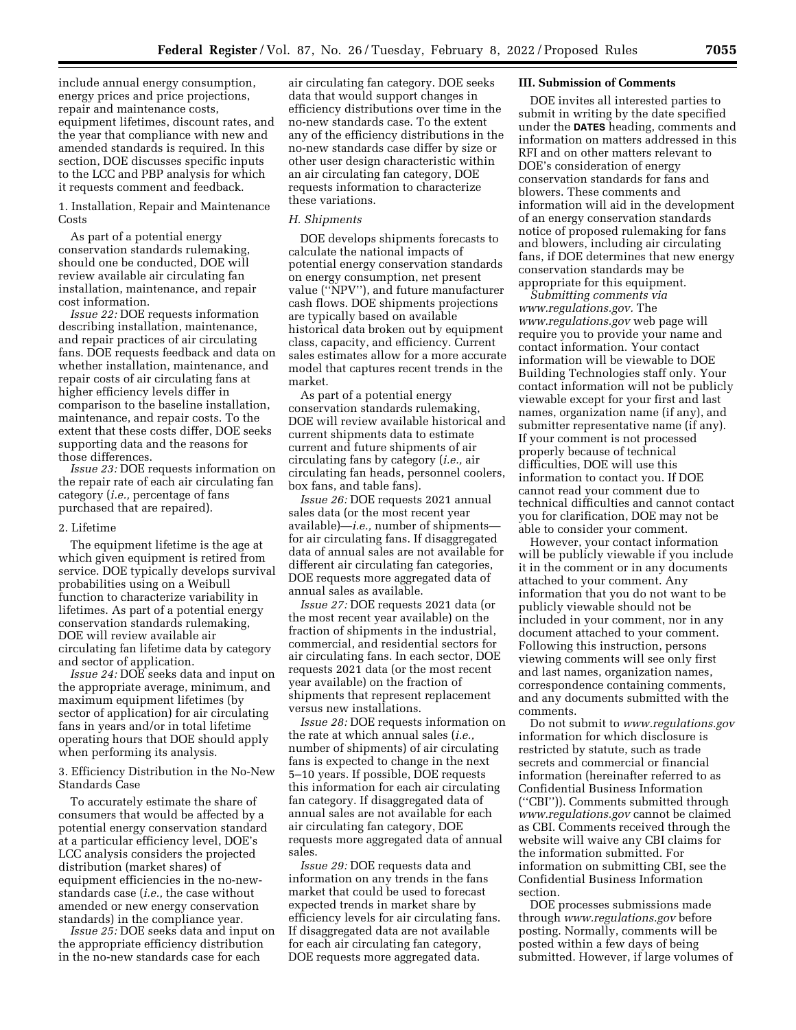include annual energy consumption, energy prices and price projections, repair and maintenance costs, equipment lifetimes, discount rates, and the year that compliance with new and amended standards is required. In this section, DOE discusses specific inputs to the LCC and PBP analysis for which it requests comment and feedback.

1. Installation, Repair and Maintenance Costs

As part of a potential energy conservation standards rulemaking, should one be conducted, DOE will review available air circulating fan installation, maintenance, and repair cost information.

*Issue 22:* DOE requests information describing installation, maintenance, and repair practices of air circulating fans. DOE requests feedback and data on whether installation, maintenance, and repair costs of air circulating fans at higher efficiency levels differ in comparison to the baseline installation, maintenance, and repair costs. To the extent that these costs differ, DOE seeks supporting data and the reasons for those differences.

*Issue 23:* DOE requests information on the repair rate of each air circulating fan category (*i.e.,* percentage of fans purchased that are repaired).

2. Lifetime

The equipment lifetime is the age at which given equipment is retired from service. DOE typically develops survival probabilities using on a Weibull function to characterize variability in lifetimes. As part of a potential energy conservation standards rulemaking, DOE will review available air circulating fan lifetime data by category and sector of application.

*Issue 24:* DOE seeks data and input on the appropriate average, minimum, and maximum equipment lifetimes (by sector of application) for air circulating fans in years and/or in total lifetime operating hours that DOE should apply when performing its analysis.

3. Efficiency Distribution in the No-New Standards Case

To accurately estimate the share of consumers that would be affected by a potential energy conservation standard at a particular efficiency level, DOE's LCC analysis considers the projected distribution (market shares) of equipment efficiencies in the no-new-standards case (*i.e.,* the case without amended or new energy conservation standards) in the compliance year.

*Issue 25:* DOE seeks data and input on the appropriate efficiency distribution in the no-new standards case for each air circulating fan category. DOE seeks data that would support changes in efficiency distributions over time in the no-new standards case. To the extent any of the efficiency distributions in the no-new standards case differ by size or other user design characteristic within an air circulating fan category, DOE requests information to characterize these variations.

### *H. Shipments*

DOE develops shipments forecasts to calculate the national impacts of potential energy conservation standards on energy consumption, net present value (''NPV''), and future manufacturer cash flows. DOE shipments projections are typically based on available historical data broken out by equipment class, capacity, and efficiency. Current sales estimates allow for a more accurate model that captures recent trends in the market.

As part of a potential energy conservation standards rulemaking, DOE will review available historical and current shipments data to estimate current and future shipments of air circulating fans by category (*i.e.,* air circulating fan heads, personnel coolers, box fans, and table fans).

*Issue 26:* DOE requests 2021 annual sales data (or the most recent year available)—*i.e.,* number of shipments—for air circulating fans. If disaggregated data of annual sales are not available for different air circulating fan categories, DOE requests more aggregated data of annual sales as available.

*Issue 27:* DOE requests 2021 data (or the most recent year available) on the fraction of shipments in the industrial, commercial, and residential sectors for air circulating fans. In each sector, DOE requests 2021 data (or the most recent year available) on the fraction of shipments that represent replacement versus new installations.

*Issue 28:* DOE requests information on the rate at which annual sales (*i.e.,* number of shipments) of air circulating fans is expected to change in the next 5–10 years. If possible, DOE requests this information for each air circulating fan category. If disaggregated data of annual sales are not available for each air circulating fan category, DOE requests more aggregated data of annual sales.

*Issue 29:* DOE requests data and information on any trends in the fans market that could be used to forecast expected trends in market share by efficiency levels for air circulating fans. If disaggregated data are not available for each air circulating fan category, DOE requests more aggregated data.

## III. Submission of Comments

DOE invites all interested parties to submit in writing by the date specified under the **DATES** heading, comments and information on matters addressed in this RFI and on other matters relevant to DOE's consideration of energy conservation standards for fans and blowers. These comments and information will aid in the development of an energy conservation standards notice of proposed rulemaking for fans and blowers, including air circulating fans, if DOE determines that new energy conservation standards may be appropriate for this equipment.

*Submitting comments via www.regulations.gov.* The *www.regulations.gov* web page will require you to provide your name and contact information. Your contact information will be viewable to DOE Building Technologies staff only. Your contact information will not be publicly viewable except for your first and last names, organization name (if any), and submitter representative name (if any). If your comment is not processed properly because of technical difficulties, DOE will use this information to contact you. If DOE cannot read your comment due to technical difficulties and cannot contact you for clarification, DOE may not be able to consider your comment.

However, your contact information will be publicly viewable if you include it in the comment or in any documents attached to your comment. Any information that you do not want to be publicly viewable should not be included in your comment, nor in any document attached to your comment. Following this instruction, persons viewing comments will see only first and last names, organization names, correspondence containing comments, and any documents submitted with the comments.

Do not submit to *www.regulations.gov* information for which disclosure is restricted by statute, such as trade secrets and commercial or financial information (hereinafter referred to as Confidential Business Information (''CBI'')). Comments submitted through *www.regulations.gov* cannot be claimed as CBI. Comments received through the website will waive any CBI claims for the information submitted. For information on submitting CBI, see the Confidential Business Information section.

DOE processes submissions made through *www.regulations.gov* before posting. Normally, comments will be posted within a few days of being submitted. However, if large volumes of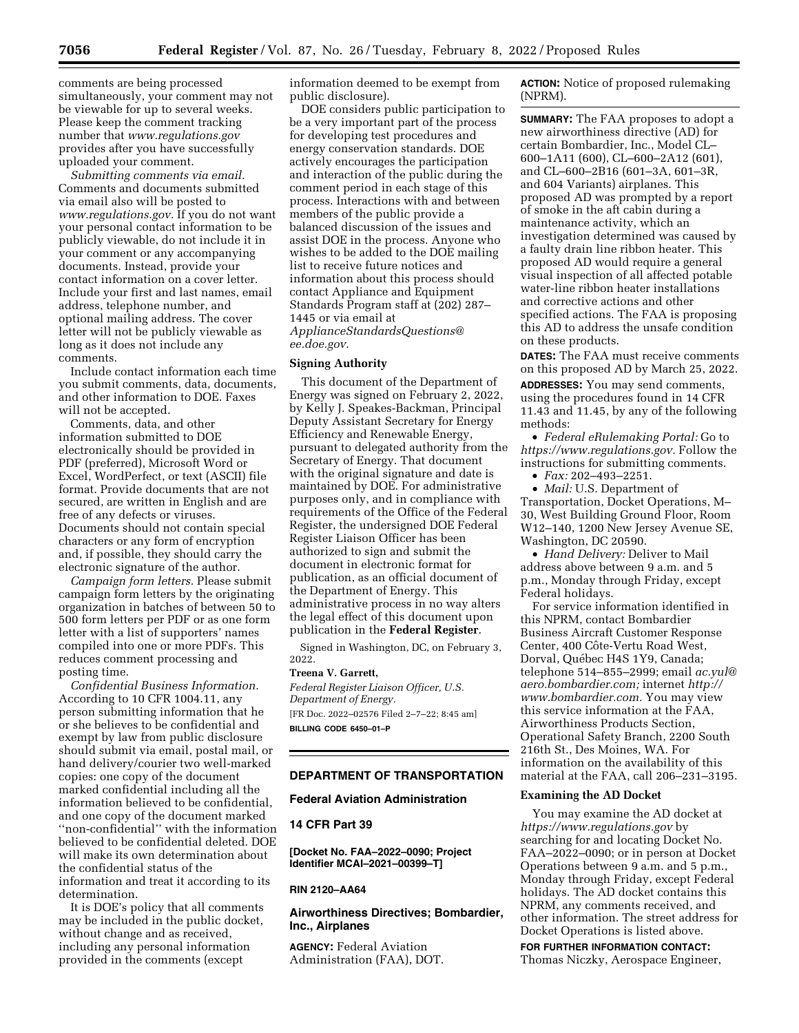comments are being processed simultaneously, your comment may not be viewable for up to several weeks. Please keep the comment tracking number that *www.regulations.gov* provides after you have successfully uploaded your comment.

*Submitting comments via email.* Comments and documents submitted via email also will be posted to *www.regulations.gov.* If you do not want your personal contact information to be publicly viewable, do not include it in your comment or any accompanying documents. Instead, provide your contact information on a cover letter. Include your first and last names, email address, telephone number, and optional mailing address. The cover letter will not be publicly viewable as long as it does not include any comments.

Include contact information each time you submit comments, data, documents, and other information to DOE. Faxes will not be accepted.

Comments, data, and other information submitted to DOE electronically should be provided in PDF (preferred), Microsoft Word or Excel, WordPerfect, or text (ASCII) file format. Provide documents that are not secured, are written in English and are free of any defects or viruses. Documents should not contain special characters or any form of encryption and, if possible, they should carry the electronic signature of the author.

*Campaign form letters.* Please submit campaign form letters by the originating organization in batches of between 50 to 500 form letters per PDF or as one form letter with a list of supporters' names compiled into one or more PDFs. This reduces comment processing and posting time.

*Confidential Business Information.* According to 10 CFR 1004.11, any person submitting information that he or she believes to be confidential and exempt by law from public disclosure should submit via email, postal mail, or hand delivery/courier two well-marked copies: one copy of the document marked confidential including all the information believed to be confidential, and one copy of the document marked ''non-confidential'' with the information believed to be confidential deleted. DOE will make its own determination about the confidential status of the information and treat it according to its determination.

It is DOE's policy that all comments may be included in the public docket, without change and as received, including any personal information provided in the comments (except information deemed to be exempt from public disclosure).

DOE considers public participation to be a very important part of the process for developing test procedures and energy conservation standards. DOE actively encourages the participation and interaction of the public during the comment period in each stage of this process. Interactions with and between members of the public provide a balanced discussion of the issues and assist DOE in the process. Anyone who wishes to be added to the DOE mailing list to receive future notices and information about this process should contact Appliance and Equipment Standards Program staff at (202) 287–1445 or via email at *ApplianceStandardsQuestions@ee.doe.gov.*

**Signing Authority**

This document of the Department of Energy was signed on February 2, 2022, by Kelly J. Speakes-Backman, Principal Deputy Assistant Secretary for Energy Efficiency and Renewable Energy, pursuant to delegated authority from the Secretary of Energy. That document with the original signature and date is maintained by DOE. For administrative purposes only, and in compliance with requirements of the Office of the Federal Register, the undersigned DOE Federal Register Liaison Officer has been authorized to sign and submit the document in electronic format for publication, as an official document of the Department of Energy. This administrative process in no way alters the legal effect of this document upon publication in the **Federal Register**.

Signed in Washington, DC, on February 3, 2022.

**Treena V. Garrett,**

*Federal Register Liaison Officer, U.S. Department of Energy.*

[FR Doc. 2022–02576 Filed 2–7–22; 8:45 am]

**BILLING CODE 6450–01–P**

---

## DEPARTMENT OF TRANSPORTATION

### Federal Aviation Administration

### 14 CFR Part 39

**[Docket No. FAA–2022–0090; Project Identifier MCAI–2021–00399–T]**

**RIN 2120–AA64**

### Airworthiness Directives; Bombardier, Inc., Airplanes

**AGENCY:** Federal Aviation Administration (FAA), DOT.

**ACTION:** Notice of proposed rulemaking (NPRM).

**SUMMARY:** The FAA proposes to adopt a new airworthiness directive (AD) for certain Bombardier, Inc., Model CL–600–1A11 (600), CL–600–2A12 (601), and CL–600–2B16 (601–3A, 601–3R, and 604 Variants) airplanes. This proposed AD was prompted by a report of smoke in the aft cabin during a maintenance activity, which an investigation determined was caused by a faulty drain line ribbon heater. This proposed AD would require a general visual inspection of all affected potable water-line ribbon heater installations and corrective actions and other specified actions. The FAA is proposing this AD to address the unsafe condition on these products.

**DATES:** The FAA must receive comments on this proposed AD by March 25, 2022.

**ADDRESSES:** You may send comments, using the procedures found in 14 CFR 11.43 and 11.45, by any of the following methods:

- *Federal eRulemaking Portal:* Go to *https://www.regulations.gov.* Follow the instructions for submitting comments.
- *Fax:* 202–493–2251.
- *Mail:* U.S. Department of Transportation, Docket Operations, M–30, West Building Ground Floor, Room W12–140, 1200 New Jersey Avenue SE, Washington, DC 20590.
- *Hand Delivery:* Deliver to Mail address above between 9 a.m. and 5 p.m., Monday through Friday, except Federal holidays.

For service information identified in this NPRM, contact Bombardier Business Aircraft Customer Response Center, 400 Côte-Vertu Road West, Dorval, Québec H4S 1Y9, Canada; telephone 514–855–2999; email *ac.yul@aero.bombardier.com;* internet *http://www.bombardier.com.* You may view this service information at the FAA, Airworthiness Products Section, Operational Safety Branch, 2200 South 216th St., Des Moines, WA. For information on the availability of this material at the FAA, call 206–231–3195.

**Examining the AD Docket**

You may examine the AD docket at *https://www.regulations.gov* by searching for and locating Docket No. FAA–2022–0090; or in person at Docket Operations between 9 a.m. and 5 p.m., Monday through Friday, except Federal holidays. The AD docket contains this NPRM, any comments received, and other information. The street address for Docket Operations is listed above.

**FOR FURTHER INFORMATION CONTACT:** Thomas Niczky, Aerospace Engineer,